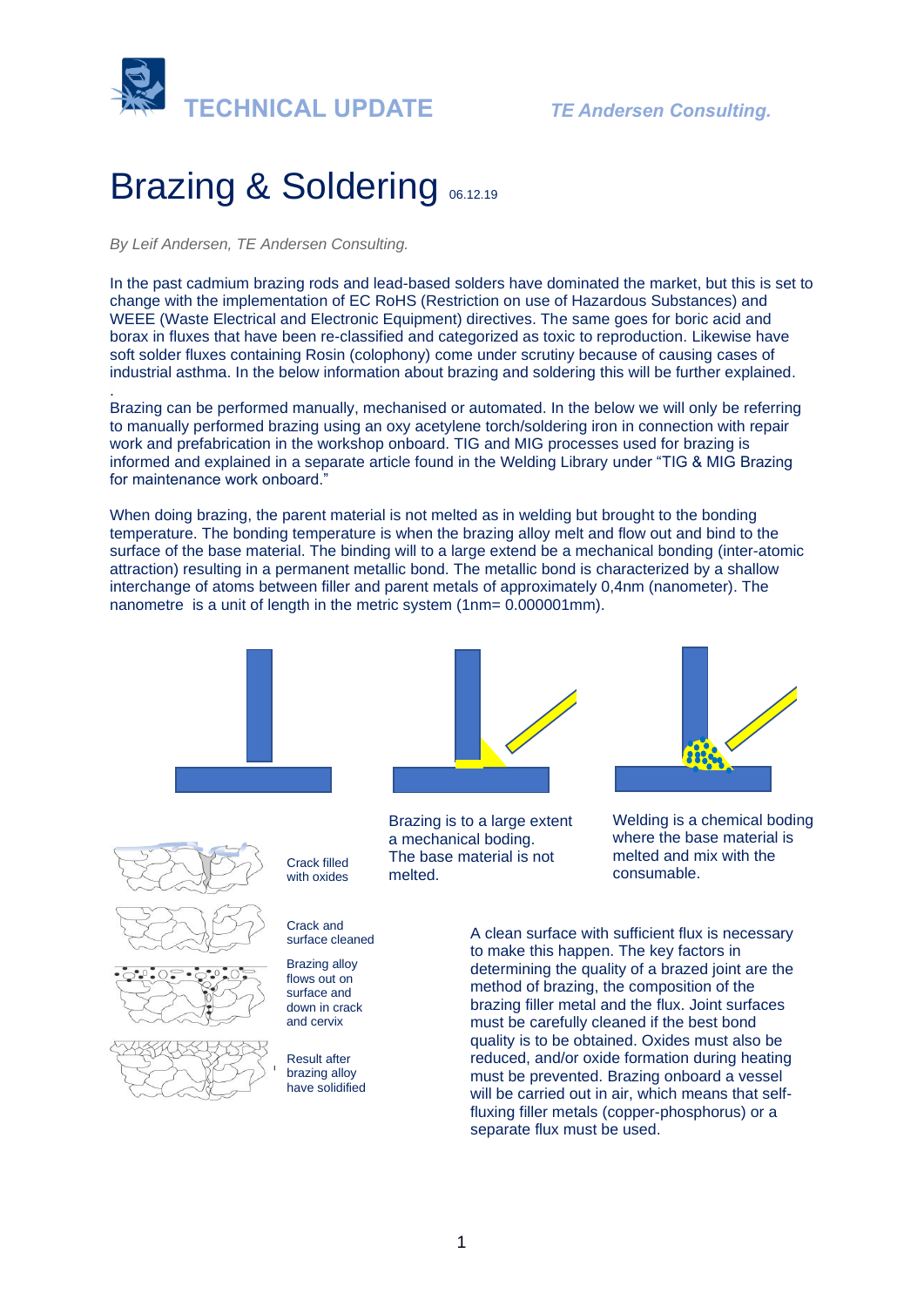**TECHNICAL UPDATE** *TE Andersen Consulting.*

# Brazing & Soldering 06.12.19

*By Leif Andersen, TE Andersen Consulting.*

In the past cadmium brazing rods and lead-based solders have dominated the market, but this is set to change with the implementation of EC RoHS (Restriction on use of Hazardous Substances) and WEEE (Waste Electrical and Electronic Equipment) directives. The same goes for boric acid and borax in fluxes that have been re-classified and categorized as toxic to reproduction. Likewise have soft solder fluxes containing Rosin (colophony) come under scrutiny because of causing cases of industrial asthma. In the below information about brazing and soldering this will be further explained.

.

Brazing can be performed manually, mechanised or automated. In the below we will only be referring to manually performed brazing using an oxy acetylene torch/soldering iron in connection with repair work and prefabrication in the workshop onboard. TIG and MIG processes used for brazing is informed and explained in a separate article found in the Welding Library under "TIG & MIG Brazing for maintenance work onboard."

When doing brazing, the parent material is not melted as in welding but brought to the bonding temperature. The bonding temperature is when the brazing alloy melt and flow out and bind to the surface of the base material. The binding will to a large extend be a mechanical bonding (inter-atomic attraction) resulting in a permanent metallic bond. The metallic bond is characterized by a shallow interchange of atoms between filler and parent metals of approximately 0,4nm (nanometer). The nanometre is a unit of length in the metric system (1nm= 0.000001mm).

Brazing is to a large extent a mechanical boding. The base material is not melted.

Welding is a chemical boding where the base material is melted and mix with the consumable.

Crack filled with oxides

Crack and surface cleaned

Brazing alloy flows out on surface and down in crack and cervix

Result after brazing alloy have solidified

A clean surface with sufficient flux is necessary to make this happen. The key factors in determining the quality of a brazed joint are the method of brazing, the composition of the brazing filler metal and the flux. Joint surfaces must be carefully cleaned if the best bond quality is to be obtained. Oxides must also be reduced, and/or oxide formation during heating must be prevented. Brazing onboard a vessel will be carried out in air, which means that self-fluxing filler metals (copper-phosphorus) or a separate flux must be used.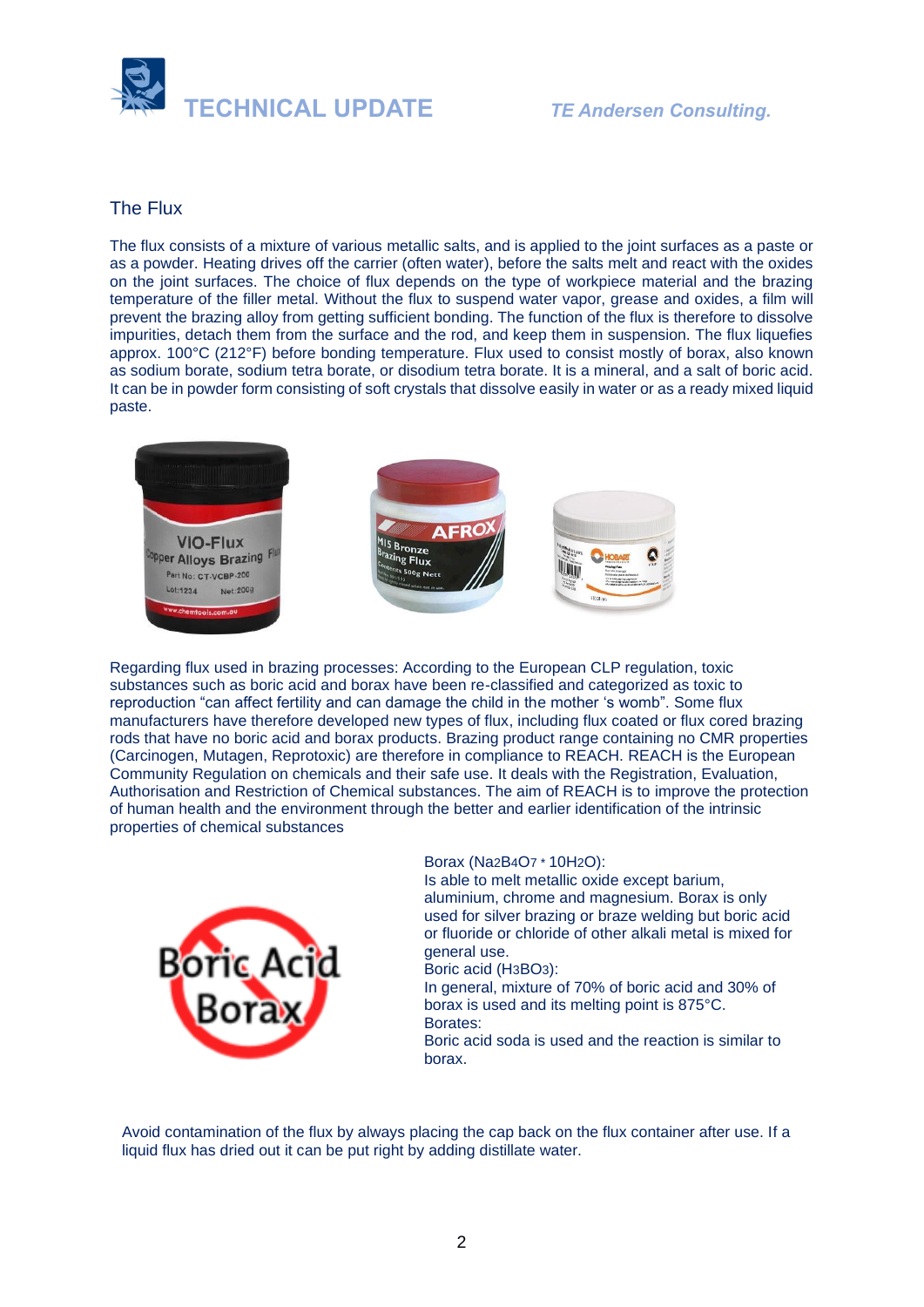## The Flux

The flux consists of a mixture of various metallic salts, and is applied to the joint surfaces as a paste or as a powder. Heating drives off the carrier (often water), before the salts melt and react with the oxides on the joint surfaces. The choice of flux depends on the type of workpiece material and the brazing temperature of the filler metal. Without the flux to suspend water vapor, grease and oxides, a film will prevent the brazing alloy from getting sufficient bonding. The function of the flux is therefore to dissolve impurities, detach them from the surface and the rod, and keep them in suspension. The flux liquefies approx. 100°C (212°F) before bonding temperature. Flux used to consist mostly of borax, also known as sodium borate, sodium tetra borate, or disodium tetra borate. It is a mineral, and a salt of boric acid. It can be in powder form consisting of soft crystals that dissolve easily in water or as a ready mixed liquid paste.

Regarding flux used in brazing processes: According to the European CLP regulation, toxic substances such as boric acid and borax have been re-classified and categorized as toxic to reproduction "can affect fertility and can damage the child in the mother 's womb". Some flux manufacturers have therefore developed new types of flux, including flux coated or flux cored brazing rods that have no boric acid and borax products. Brazing product range containing no CMR properties (Carcinogen, Mutagen, Reprotoxic) are therefore in compliance to REACH. REACH is the European Community Regulation on chemicals and their safe use. It deals with the Registration, Evaluation, Authorisation and Restriction of Chemical substances. The aim of REACH is to improve the protection of human health and the environment through the better and earlier identification of the intrinsic properties of chemical substances

Borax ($Na_2B_4O_7 * 10H_2O$):
Is able to melt metallic oxide except barium, aluminium, chrome and magnesium. Borax is only used for silver brazing or braze welding but boric acid or fluoride or chloride of other alkali metal is mixed for general use.
Boric acid ($H_3BO_3$):
In general, mixture of 70% of boric acid and 30% of borax is used and its melting point is 875°C.
Borates:
Boric acid soda is used and the reaction is similar to borax.

Avoid contamination of the flux by always placing the cap back on the flux container after use. If a liquid flux has dried out it can be put right by adding distillate water.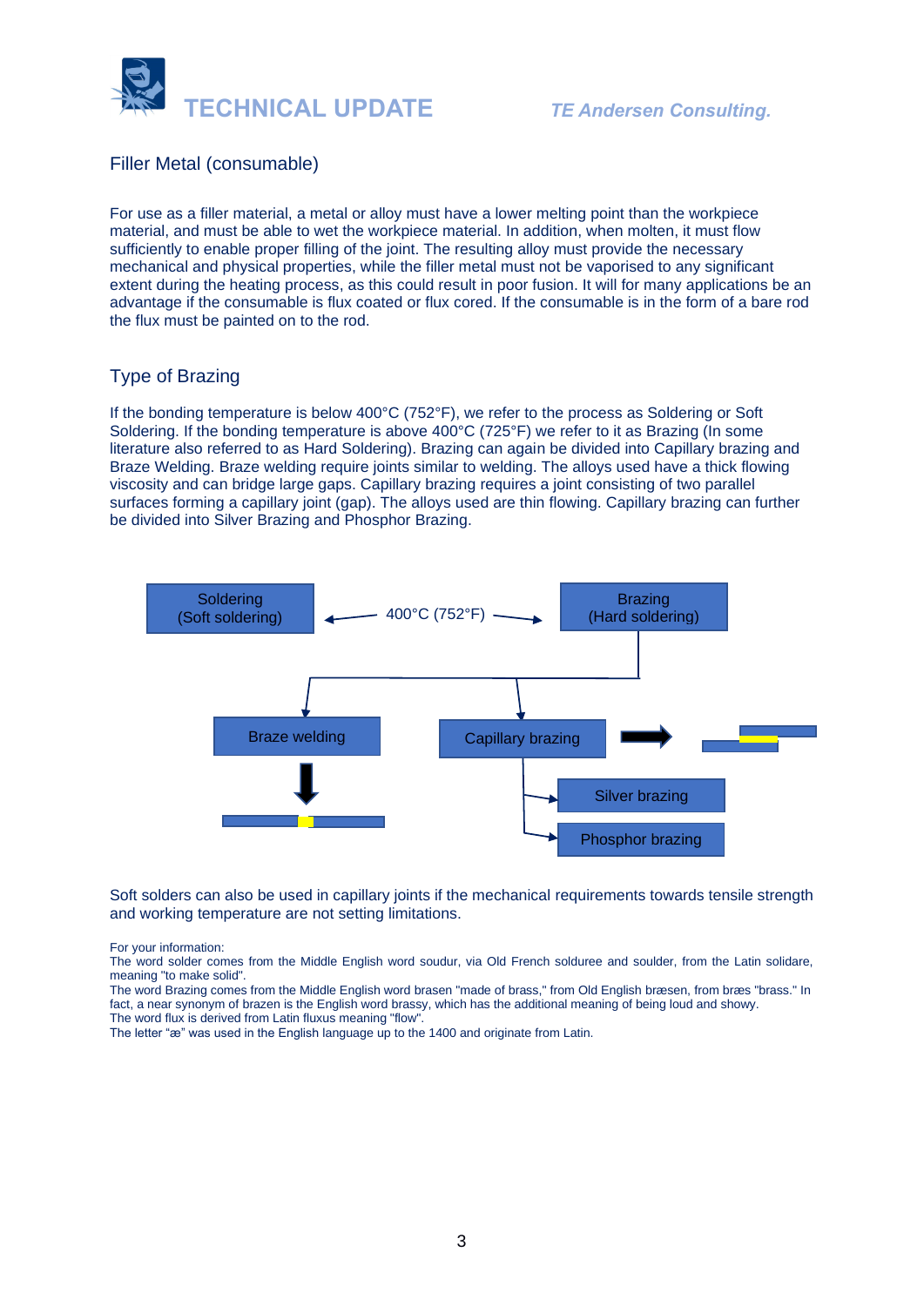## Filler Metal (consumable)

For use as a filler material, a metal or alloy must have a lower melting point than the workpiece material, and must be able to wet the workpiece material. In addition, when molten, it must flow sufficiently to enable proper filling of the joint. The resulting alloy must provide the necessary mechanical and physical properties, while the filler metal must not be vaporised to any significant extent during the heating process, as this could result in poor fusion. It will for many applications be an advantage if the consumable is flux coated or flux cored. If the consumable is in the form of a bare rod the flux must be painted on to the rod.

## Type of Brazing

If the bonding temperature is below 400°C (752°F), we refer to the process as Soldering or Soft Soldering. If the bonding temperature is above 400°C (725°F) we refer to it as Brazing (In some literature also referred to as Hard Soldering). Brazing can again be divided into Capillary brazing and Braze Welding. Braze welding require joints similar to welding. The alloys used have a thick flowing viscosity and can bridge large gaps. Capillary brazing requires a joint consisting of two parallel surfaces forming a capillary joint (gap). The alloys used are thin flowing. Capillary brazing can further be divided into Silver Brazing and Phosphor Brazing.

Soldering (Soft soldering) ← 400°C (752°F) → Brazing (Hard soldering)

Brazing (Hard soldering) → Braze welding; Capillary brazing

Capillary brazing → Silver brazing; Phosphor brazing

Soft solders can also be used in capillary joints if the mechanical requirements towards tensile strength and working temperature are not setting limitations.

For your information:
The word solder comes from the Middle English word soudur, via Old French solduree and soulder, from the Latin solidare, meaning "to make solid".
The word Brazing comes from the Middle English word brasen "made of brass," from Old English bræsen, from bræs "brass." In fact, a near synonym of brazen is the English word brassy, which has the additional meaning of being loud and showy.
The word flux is derived from Latin fluxus meaning "flow".
The letter "æ" was used in the English language up to the 1400 and originate from Latin.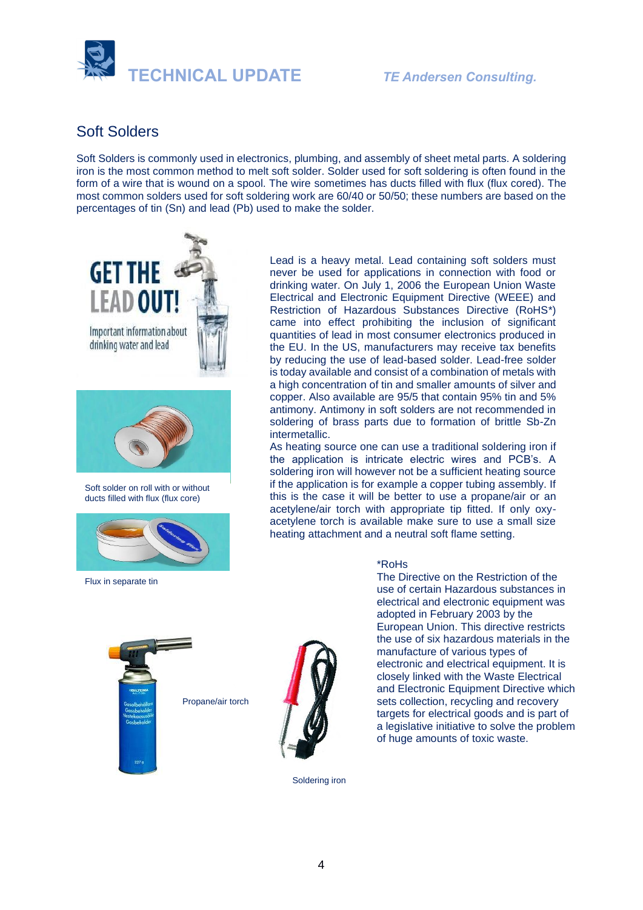## Soft Solders

Soft Solders is commonly used in electronics, plumbing, and assembly of sheet metal parts. A soldering iron is the most common method to melt soft solder. Solder used for soft soldering is often found in the form of a wire that is wound on a spool. The wire sometimes has ducts filled with flux (flux cored). The most common solders used for soft soldering work are 60/40 or 50/50; these numbers are based on the percentages of tin (Sn) and lead (Pb) used to make the solder.

Lead is a heavy metal. Lead containing soft solders must never be used for applications in connection with food or drinking water. On July 1, 2006 the European Union Waste Electrical and Electronic Equipment Directive (WEEE) and Restriction of Hazardous Substances Directive (RoHS*) came into effect prohibiting the inclusion of significant quantities of lead in most consumer electronics produced in the EU. In the US, manufacturers may receive tax benefits by reducing the use of lead-based solder. Lead-free solder is today available and consist of a combination of metals with a high concentration of tin and smaller amounts of silver and copper. Also available are 95/5 that contain 95% tin and 5% antimony. Antimony in soft solders are not recommended in soldering of brass parts due to formation of brittle Sb-Zn intermetallic.

As heating source one can use a traditional soldering iron if the application is intricate electric wires and PCB's. A soldering iron will however not be a sufficient heating source if the application is for example a copper tubing assembly. If this is the case it will be better to use a propane/air or an acetylene/air torch with appropriate tip fitted. If only oxy-acetylene torch is available make sure to use a small size heating attachment and a neutral soft flame setting.

GET THE LEAD OUT! Important information about drinking water and lead

Soft solder on roll with or without ducts filled with flux (flux core)

Flux in separate tin

Propane/air torch

Soldering iron

*RoHS
The Directive on the Restriction of the use of certain Hazardous substances in electrical and electronic equipment was adopted in February 2003 by the European Union. This directive restricts the use of six hazardous materials in the manufacture of various types of electronic and electrical equipment. It is closely linked with the Waste Electrical and Electronic Equipment Directive which sets collection, recycling and recovery targets for electrical goods and is part of a legislative initiative to solve the problem of huge amounts of toxic waste.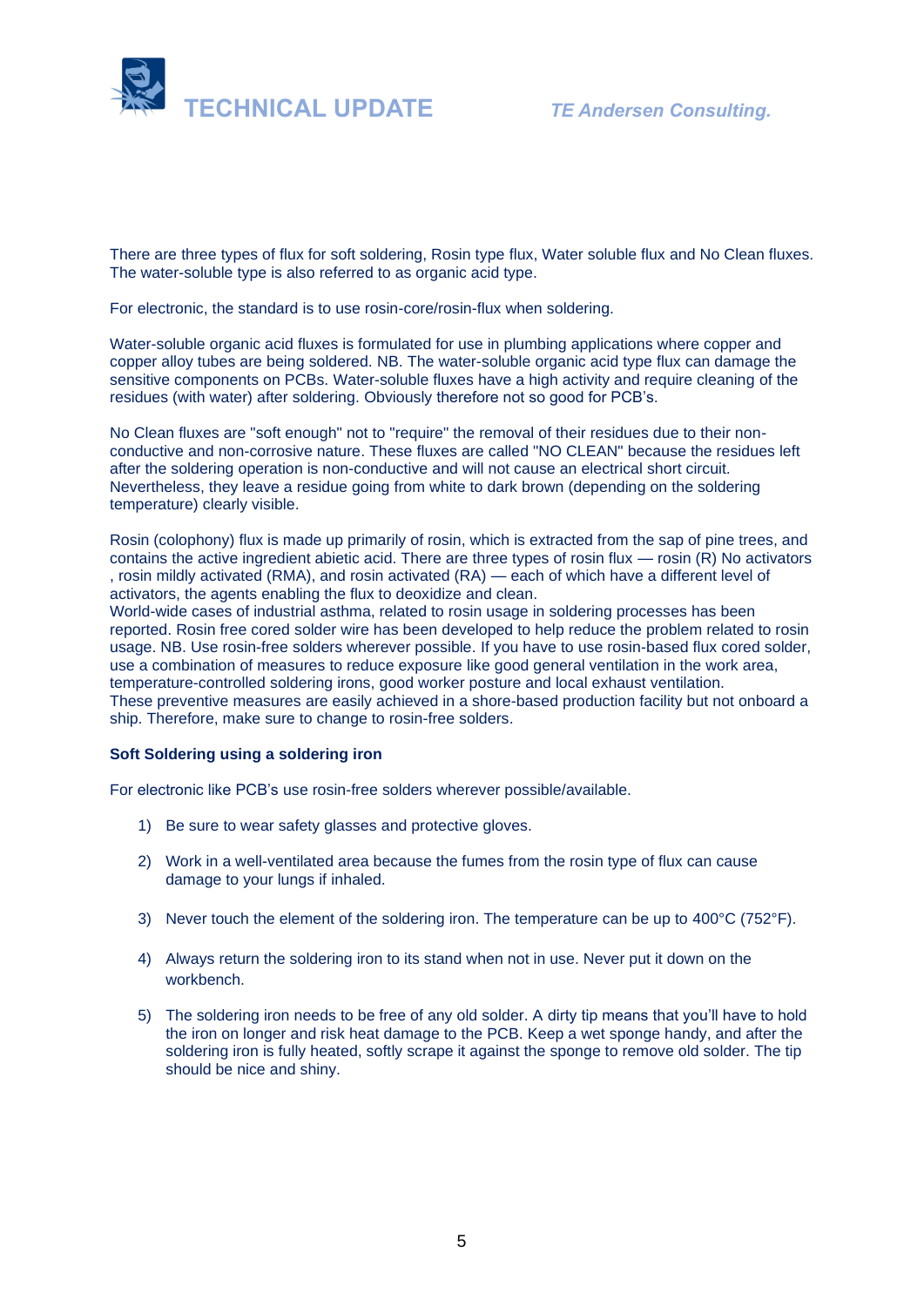There are three types of flux for soft soldering, Rosin type flux, Water soluble flux and No Clean fluxes. The water-soluble type is also referred to as organic acid type.

For electronic, the standard is to use rosin-core/rosin-flux when soldering.

Water-soluble organic acid fluxes is formulated for use in plumbing applications where copper and copper alloy tubes are being soldered. NB. The water-soluble organic acid type flux can damage the sensitive components on PCBs. Water-soluble fluxes have a high activity and require cleaning of the residues (with water) after soldering. Obviously therefore not so good for PCB's.

No Clean fluxes are "soft enough" not to "require" the removal of their residues due to their non-conductive and non-corrosive nature. These fluxes are called "NO CLEAN" because the residues left after the soldering operation is non-conductive and will not cause an electrical short circuit. Nevertheless, they leave a residue going from white to dark brown (depending on the soldering temperature) clearly visible.

Rosin (colophony) flux is made up primarily of rosin, which is extracted from the sap of pine trees, and contains the active ingredient abietic acid. There are three types of rosin flux — rosin (R) No activators , rosin mildly activated (RMA), and rosin activated (RA) — each of which have a different level of activators, the agents enabling the flux to deoxidize and clean.
World-wide cases of industrial asthma, related to rosin usage in soldering processes has been reported. Rosin free cored solder wire has been developed to help reduce the problem related to rosin usage. NB. Use rosin-free solders wherever possible. If you have to use rosin-based flux cored solder, use a combination of measures to reduce exposure like good general ventilation in the work area, temperature-controlled soldering irons, good worker posture and local exhaust ventilation.
These preventive measures are easily achieved in a shore-based production facility but not onboard a ship. Therefore, make sure to change to rosin-free solders.

**Soft Soldering using a soldering iron**

For electronic like PCB's use rosin-free solders wherever possible/available.

1) Be sure to wear safety glasses and protective gloves.

2) Work in a well-ventilated area because the fumes from the rosin type of flux can cause damage to your lungs if inhaled.

3) Never touch the element of the soldering iron. The temperature can be up to 400°C (752°F).

4) Always return the soldering iron to its stand when not in use. Never put it down on the workbench.

5) The soldering iron needs to be free of any old solder. A dirty tip means that you'll have to hold the iron on longer and risk heat damage to the PCB. Keep a wet sponge handy, and after the soldering iron is fully heated, softly scrape it against the sponge to remove old solder. The tip should be nice and shiny.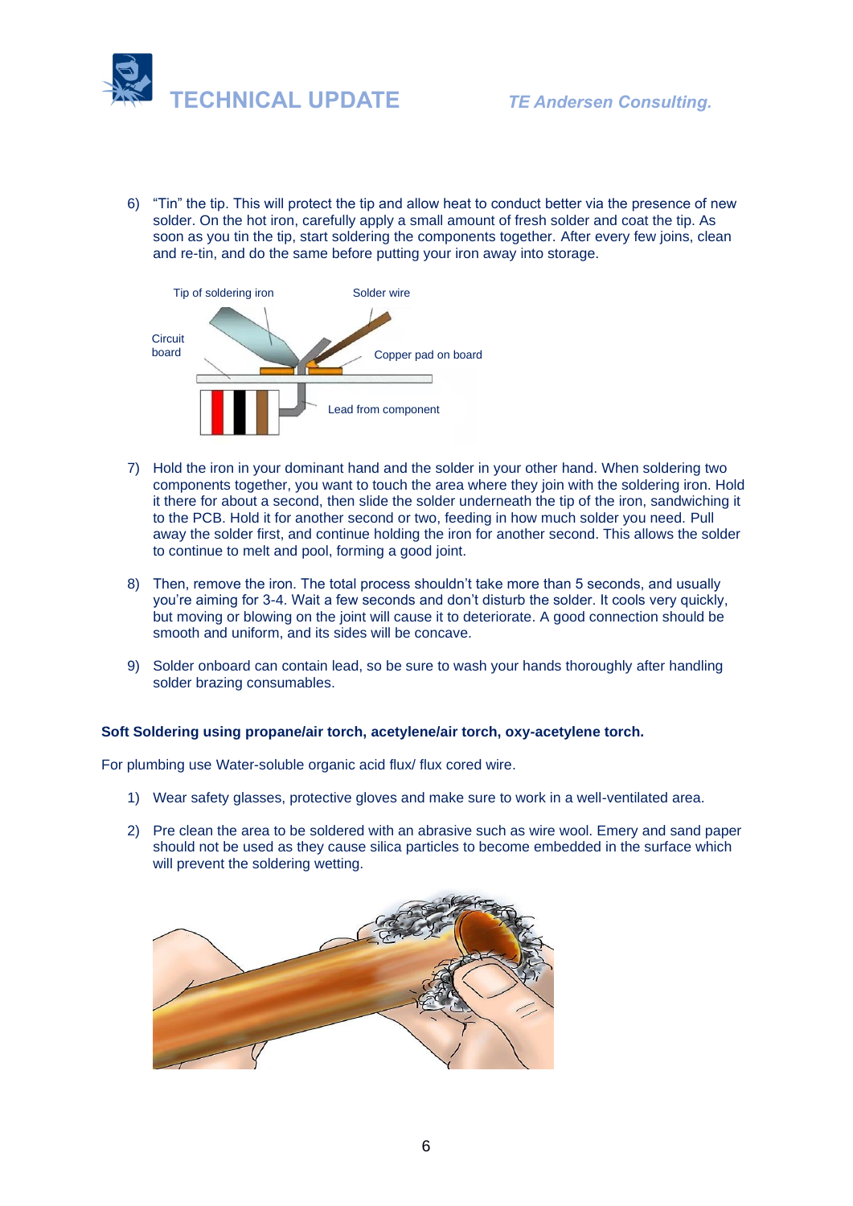6) "Tin" the tip. This will protect the tip and allow heat to conduct better via the presence of new solder. On the hot iron, carefully apply a small amount of fresh solder and coat the tip. As soon as you tin the tip, start soldering the components together. After every few joins, clean and re-tin, and do the same before putting your iron away into storage.

7) Hold the iron in your dominant hand and the solder in your other hand. When soldering two components together, you want to touch the area where they join with the soldering iron. Hold it there for about a second, then slide the solder underneath the tip of the iron, sandwiching it to the PCB. Hold it for another second or two, feeding in how much solder you need. Pull away the solder first, and continue holding the iron for another second. This allows the solder to continue to melt and pool, forming a good joint.

8) Then, remove the iron. The total process shouldn't take more than 5 seconds, and usually you're aiming for 3-4. Wait a few seconds and don't disturb the solder. It cools very quickly, but moving or blowing on the joint will cause it to deteriorate. A good connection should be smooth and uniform, and its sides will be concave.

9) Solder onboard can contain lead, so be sure to wash your hands thoroughly after handling solder brazing consumables.

**Soft Soldering using propane/air torch, acetylene/air torch, oxy-acetylene torch.**

For plumbing use Water-soluble organic acid flux/ flux cored wire.

1) Wear safety glasses, protective gloves and make sure to work in a well-ventilated area.

2) Pre clean the area to be soldered with an abrasive such as wire wool. Emery and sand paper should not be used as they cause silica particles to become embedded in the surface which will prevent the soldering wetting.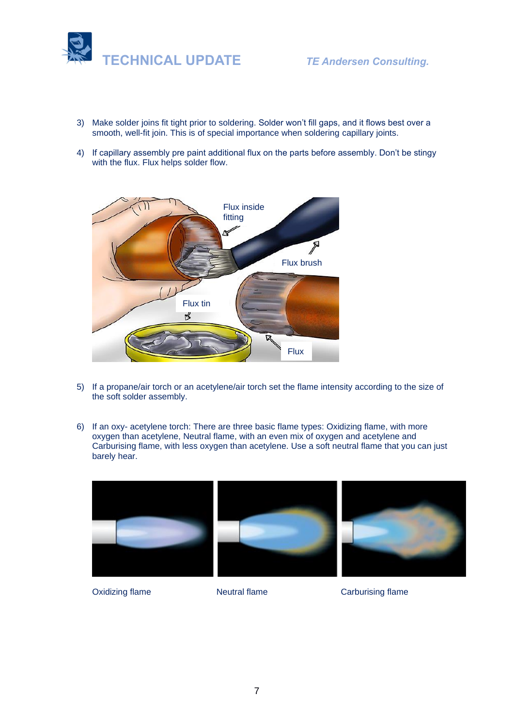3) Make solder joins fit tight prior to soldering. Solder won't fill gaps, and it flows best over a smooth, well-fit join. This is of special importance when soldering capillary joints.

4) If capillary assembly pre paint additional flux on the parts before assembly. Don't be stingy with the flux. Flux helps solder flow.

5) If a propane/air torch or an acetylene/air torch set the flame intensity according to the size of the soft solder assembly.

6) If an oxy- acetylene torch: There are three basic flame types: Oxidizing flame, with more oxygen than acetylene, Neutral flame, with an even mix of oxygen and acetylene and Carburising flame, with less oxygen than acetylene. Use a soft neutral flame that you can just barely hear.

Oxidizing flame | Neutral flame | Carburising flame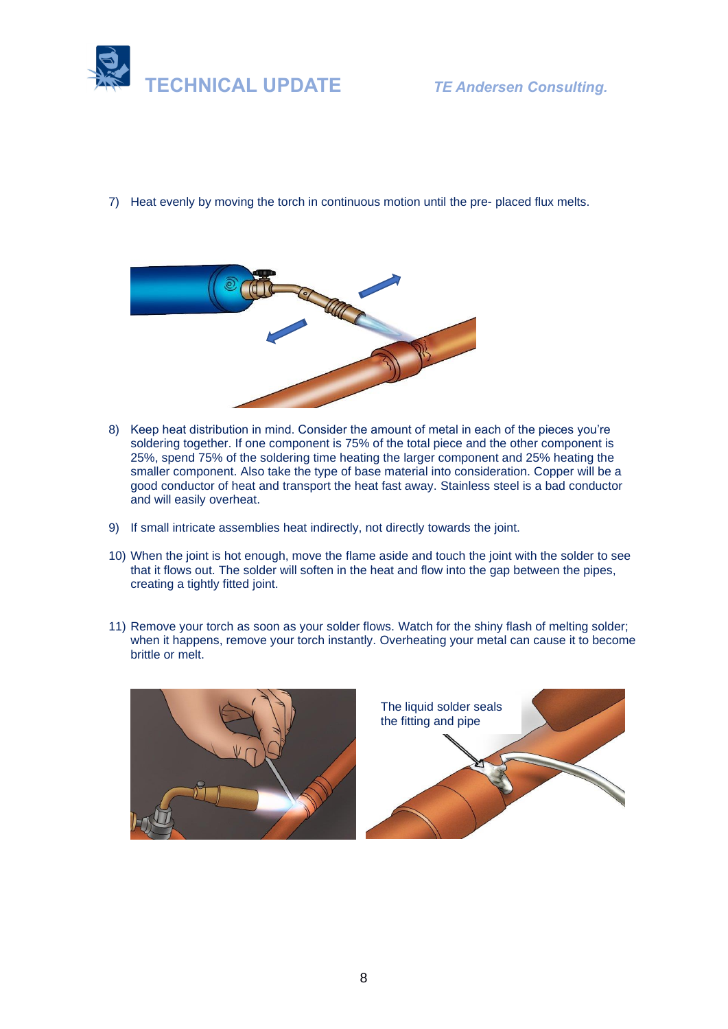7) Heat evenly by moving the torch in continuous motion until the pre- placed flux melts.

8) Keep heat distribution in mind. Consider the amount of metal in each of the pieces you're soldering together. If one component is 75% of the total piece and the other component is 25%, spend 75% of the soldering time heating the larger component and 25% heating the smaller component. Also take the type of base material into consideration. Copper will be a good conductor of heat and transport the heat fast away. Stainless steel is a bad conductor and will easily overheat.

9) If small intricate assemblies heat indirectly, not directly towards the joint.

10) When the joint is hot enough, move the flame aside and touch the joint with the solder to see that it flows out. The solder will soften in the heat and flow into the gap between the pipes, creating a tightly fitted joint.

11) Remove your torch as soon as your solder flows. Watch for the shiny flash of melting solder; when it happens, remove your torch instantly. Overheating your metal can cause it to become brittle or melt.

The liquid solder seals the fitting and pipe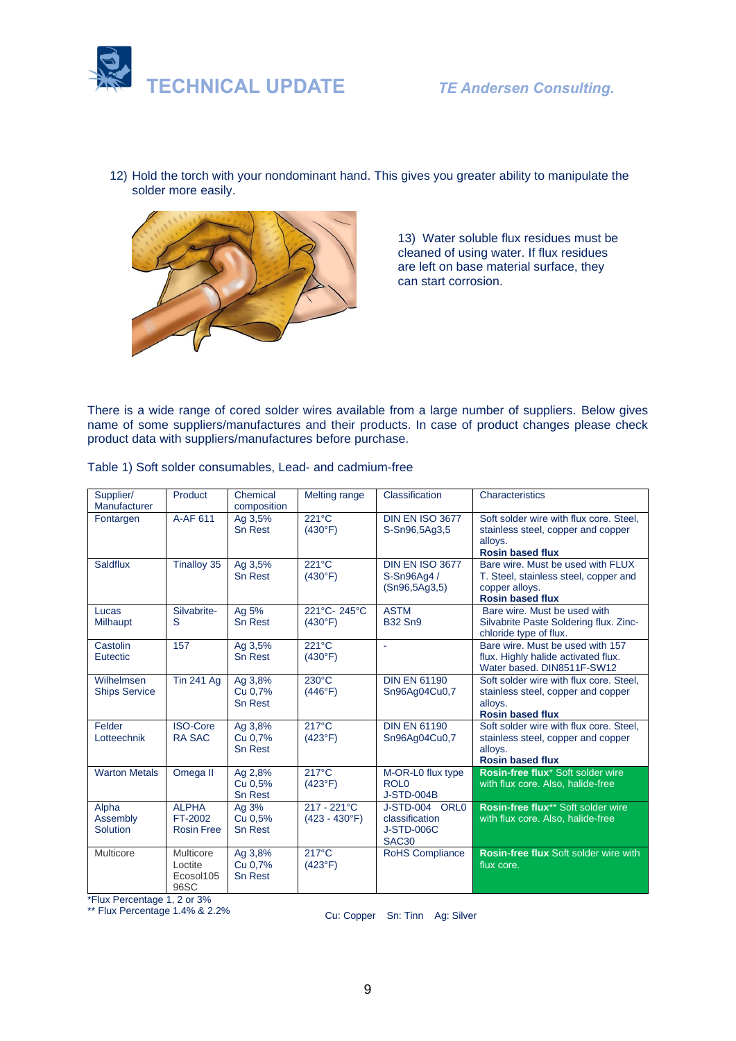12) Hold the torch with your nondominant hand. This gives you greater ability to manipulate the solder more easily.

13) Water soluble flux residues must be cleaned of using water. If flux residues are left on base material surface, they can start corrosion.

There is a wide range of cored solder wires available from a large number of suppliers. Below gives name of some suppliers/manufactures and their products. In case of product changes please check product data with suppliers/manufactures before purchase.

Table 1) Soft solder consumables, Lead- and cadmium-free

| Supplier/ Manufacturer | Product | Chemical composition | Melting range | Classification | Characteristics |
|---|---|---|---|---|---|
| Fontargen | A-AF 611 | Ag 3,5% Sn Rest | 221°C (430°F) | DIN EN ISO 3677 S-Sn96,5Ag3,5 | Soft solder wire with flux core. Steel, stainless steel, copper and copper alloys. **Rosin based flux** |
| Saldflux | Tinalloy 35 | Ag 3,5% Sn Rest | 221°C (430°F) | DIN EN ISO 3677 S-Sn96Ag4 / (Sn96,5Ag3,5) | Bare wire. Must be used with FLUX T. Steel, stainless steel, copper and copper alloys. **Rosin based flux** |
| Lucas Milhaupt | Silvabrite-S | Ag 5% Sn Rest | 221°C- 245°C (430°F) | ASTM B32 Sn9 | Bare wire. Must be used with Silvabrite Paste Soldering flux. Zinc-chloride type of flux. |
| Castolin Eutectic | 157 | Ag 3,5% Sn Rest | 221°C (430°F) | - | Bare wire. Must be used with 157 flux. Highly halide activated flux. Water based. DIN8511F-SW12 |
| Wilhelmsen Ships Service | Tin 241 Ag | Ag 3,8% Cu 0,7% Sn Rest | 230°C (446°F) | DIN EN 61190 Sn96Ag04Cu0,7 | Soft solder wire with flux core. Steel, stainless steel, copper and copper alloys. **Rosin based flux** |
| Felder Lotteechnik | ISO-Core RA SAC | Ag 3,8% Cu 0,7% Sn Rest | 217°C (423°F) | DIN EN 61190 Sn96Ag04Cu0,7 | Soft solder wire with flux core. Steel, stainless steel, copper and copper alloys. **Rosin based flux** |
| Warton Metals | Omega II | Ag 2,8% Cu 0,5% Sn Rest | 217°C (423°F) | M-OR-L0 flux type ROL0 J-STD-004B | **Rosin-free flux*** Soft solder wire with flux core. Also, halide-free |
| Alpha Assembly Solution | ALPHA FT-2002 Rosin Free | Ag 3% Cu 0,5% Sn Rest | 217 - 221°C (423 - 430°F) | J-STD-004 ORL0 classification J-STD-006C SAC30 | **Rosin-free flux**** Soft solder wire with flux core. Also, halide-free |
| Multicore | Multicore Loctite Ecosol105 96SC | Ag 3,8% Cu 0,7% Sn Rest | 217°C (423°F) | RoHS Compliance | **Rosin-free flux** Soft solder wire with flux core. |

*Flux Percentage 1, 2 or 3%
** Flux Percentage 1.4% & 2.2%

Cu: Copper Sn: Tinn Ag: Silver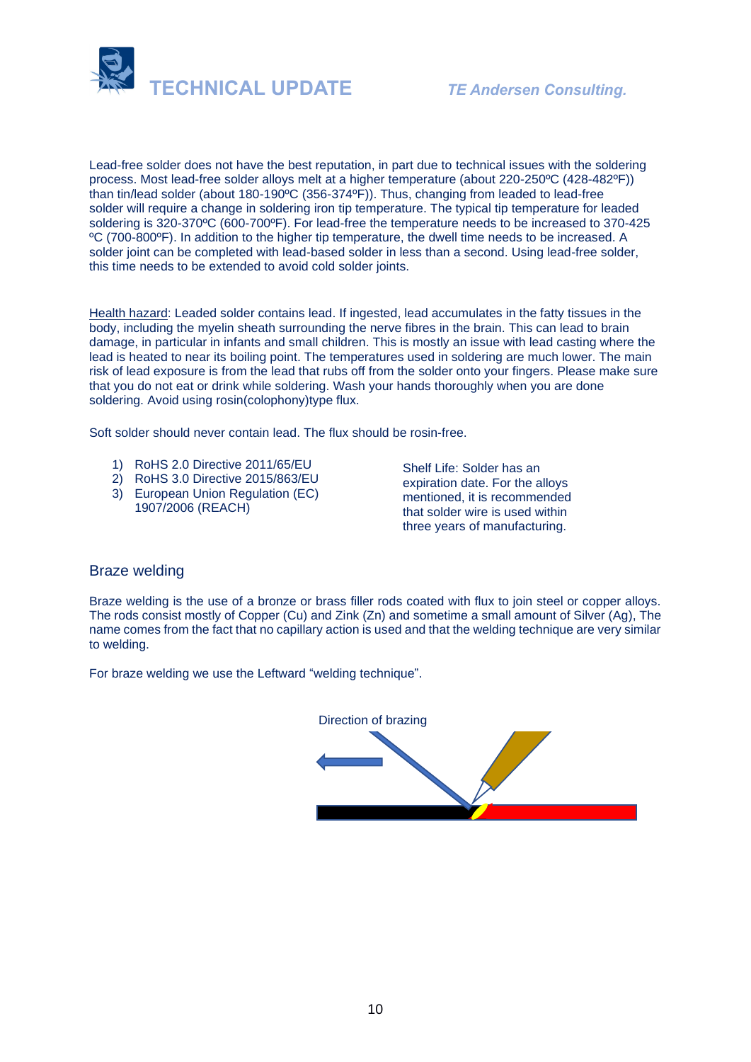Lead-free solder does not have the best reputation, in part due to technical issues with the soldering process. Most lead-free solder alloys melt at a higher temperature (about 220-250ºC (428-482ºF)) than tin/lead solder (about 180-190ºC (356-374ºF)). Thus, changing from leaded to lead-free solder will require a change in soldering iron tip temperature. The typical tip temperature for leaded soldering is 320-370ºC (600-700ºF). For lead-free the temperature needs to be increased to 370-425 ºC (700-800ºF). In addition to the higher tip temperature, the dwell time needs to be increased. A solder joint can be completed with lead-based solder in less than a second. Using lead-free solder, this time needs to be extended to avoid cold solder joints.

Health hazard: Leaded solder contains lead. If ingested, lead accumulates in the fatty tissues in the body, including the myelin sheath surrounding the nerve fibres in the brain. This can lead to brain damage, in particular in infants and small children. This is mostly an issue with lead casting where the lead is heated to near its boiling point. The temperatures used in soldering are much lower. The main risk of lead exposure is from the lead that rubs off from the solder onto your fingers. Please make sure that you do not eat or drink while soldering. Wash your hands thoroughly when you are done soldering. Avoid using rosin(colophony)type flux.

Soft solder should never contain lead. The flux should be rosin-free.

1) RoHS 2.0 Directive 2011/65/EU
2) RoHS 3.0 Directive 2015/863/EU
3) European Union Regulation (EC) 1907/2006 (REACH)

Shelf Life: Solder has an expiration date. For the alloys mentioned, it is recommended that solder wire is used within three years of manufacturing.

## Braze welding

Braze welding is the use of a bronze or brass filler rods coated with flux to join steel or copper alloys. The rods consist mostly of Copper (Cu) and Zink (Zn) and sometime a small amount of Silver (Ag), The name comes from the fact that no capillary action is used and that the welding technique are very similar to welding.

For braze welding we use the Leftward “welding technique”.

Direction of brazing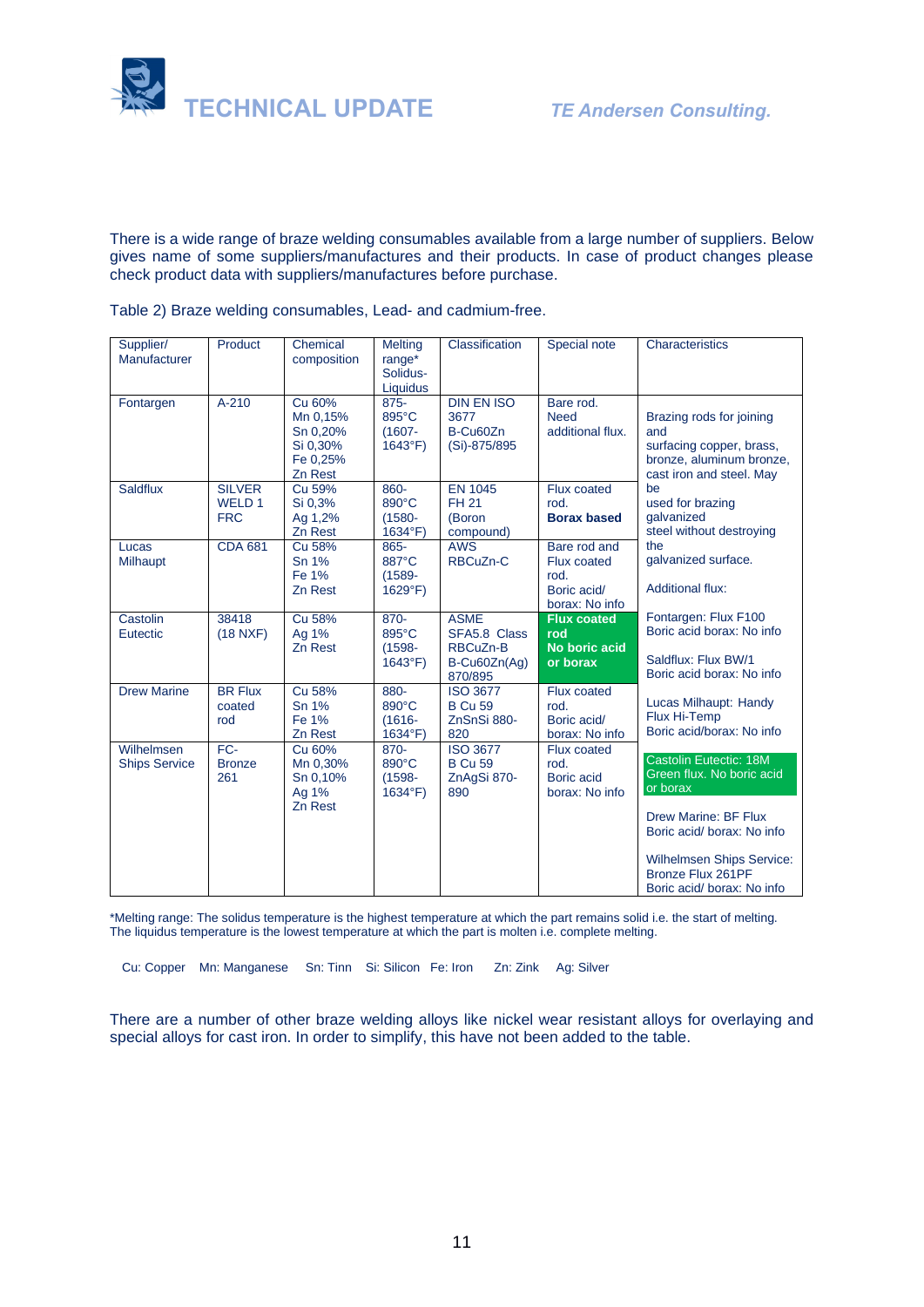There is a wide range of braze welding consumables available from a large number of suppliers. Below gives name of some suppliers/manufactures and their products. In case of product changes please check product data with suppliers/manufactures before purchase.

Table 2) Braze welding consumables, Lead- and cadmium-free.

| Supplier/ Manufacturer | Product | Chemical composition | Melting range* Solidus-Liquidus | Classification | Special note | Characteristics |
|---|---|---|---|---|---|---|
| Fontargen | A-210 | Cu 60% Mn 0,15% Sn 0,20% Si 0,30% Fe 0,25% Zn Rest | 875-895°C (1607-1643°F) | DIN EN ISO 3677 B-Cu60Zn (Si)-875/895 | Bare rod. Need additional flux. | Brazing rods for joining and surfacing copper, brass, bronze, aluminum bronze, cast iron and steel. May be used for brazing galvanized steel without destroying the galvanized surface. Additional flux: Fontargen: Flux F100 Boric acid borax: No info Saldflux: Flux BW/1 Boric acid borax: No info Lucas Milhaupt: Handy Flux Hi-Temp Boric acid/borax: No info **Castolin Eutectic: 18M Green flux. No boric acid or borax** Drew Marine: BF Flux Boric acid/ borax: No info Wilhelmsen Ships Service: Bronze Flux 261PF Boric acid/ borax: No info |
| Saldflux | SILVER WELD 1 FRC | Cu 59% Si 0,3% Ag 1,2% Zn Rest | 860-890°C (1580-1634°F) | EN 1045 FH 21 (Boron compound) | Flux coated rod. **Borax based** | |
| Lucas Milhaupt | CDA 681 | Cu 58% Sn 1% Fe 1% Zn Rest | 865-887°C (1589-1629°F) | AWS RBCuZn-C | Bare rod and Flux coated rod. Boric acid/ borax: No info | |
| Castolin Eutectic | 38418 (18 NXF) | Cu 58% Ag 1% Zn Rest | 870-895°C (1598-1643°F) | ASME SFA5.8 Class RBCuZn-B B-Cu60Zn(Ag) 870/895 | **Flux coated rod No boric acid or borax** | |
| Drew Marine | BR Flux coated rod | Cu 58% Sn 1% Fe 1% Zn Rest | 880-890°C (1616-1634°F) | ISO 3677 B Cu 59 ZnSnSi 880-820 | Flux coated rod. Boric acid/ borax: No info | |
| Wilhelmsen Ships Service | FC-Bronze 261 | Cu 60% Mn 0,30% Sn 0,10% Ag 1% Zn Rest | 870-890°C (1598-1634°F) | ISO 3677 B Cu 59 ZnAgSi 870-890 | Flux coated rod. Boric acid borax: No info | |

*Melting range: The solidus temperature is the highest temperature at which the part remains solid i.e. the start of melting. The liquidus temperature is the lowest temperature at which the part is molten i.e. complete melting.

Cu: Copper  Mn: Manganese  Sn: Tinn  Si: Silicon  Fe: Iron  Zn: Zink  Ag: Silver

There are a number of other braze welding alloys like nickel wear resistant alloys for overlaying and special alloys for cast iron. In order to simplify, this have not been added to the table.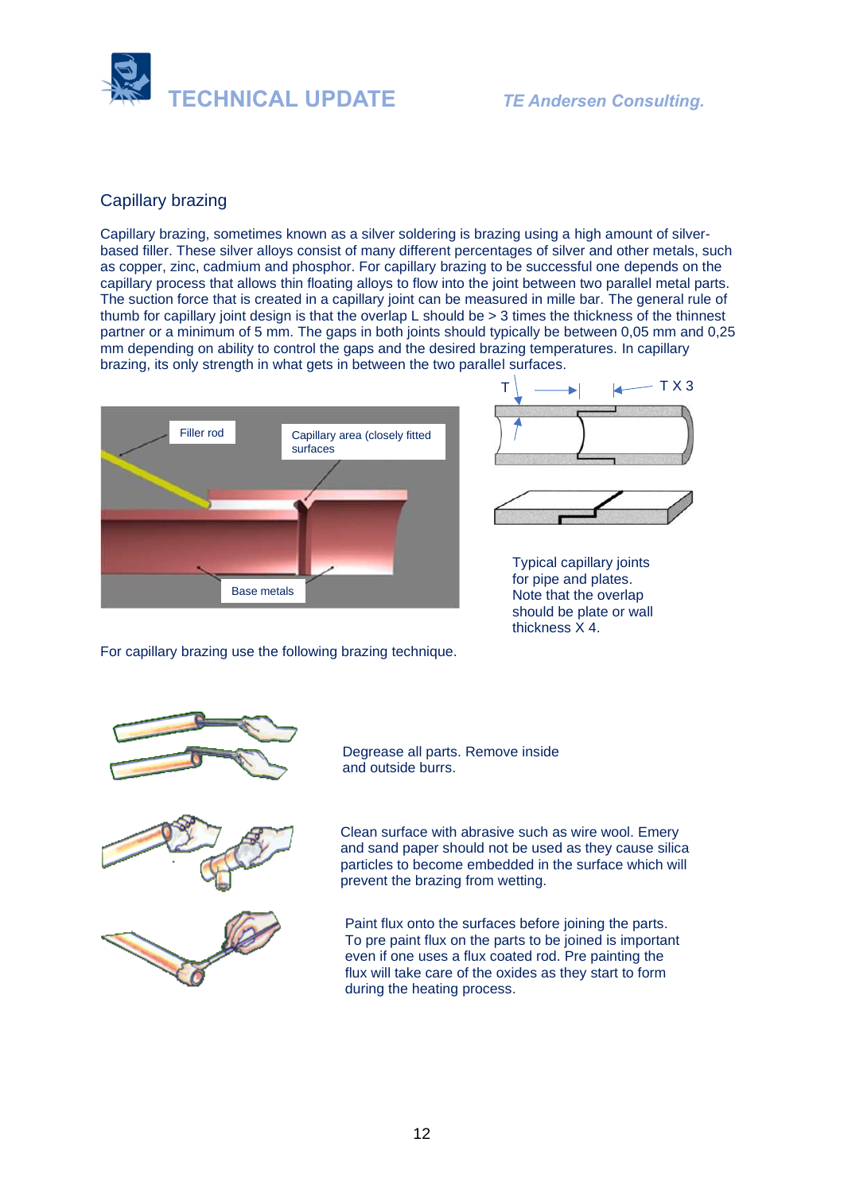## Capillary brazing

Capillary brazing, sometimes known as a silver soldering is brazing using a high amount of silver-based filler. These silver alloys consist of many different percentages of silver and other metals, such as copper, zinc, cadmium and phosphor. For capillary brazing to be successful one depends on the capillary process that allows thin floating alloys to flow into the joint between two parallel metal parts. The suction force that is created in a capillary joint can be measured in mille bar. The general rule of thumb for capillary joint design is that the overlap L should be > 3 times the thickness of the thinnest partner or a minimum of 5 mm. The gaps in both joints should typically be between 0,05 mm and 0,25 mm depending on ability to control the gaps and the desired brazing temperatures. In capillary brazing, its only strength in what gets in between the two parallel surfaces.

Filler rod

Capillary area (closely fitted surfaces

Base metals

T

T X 3

Typical capillary joints for pipe and plates. Note that the overlap should be plate or wall thickness X 4.

For capillary brazing use the following brazing technique.

Degrease all parts. Remove inside and outside burrs.

Clean surface with abrasive such as wire wool. Emery and sand paper should not be used as they cause silica particles to become embedded in the surface which will prevent the brazing from wetting.

Paint flux onto the surfaces before joining the parts. To pre paint flux on the parts to be joined is important even if one uses a flux coated rod. Pre painting the flux will take care of the oxides as they start to form during the heating process.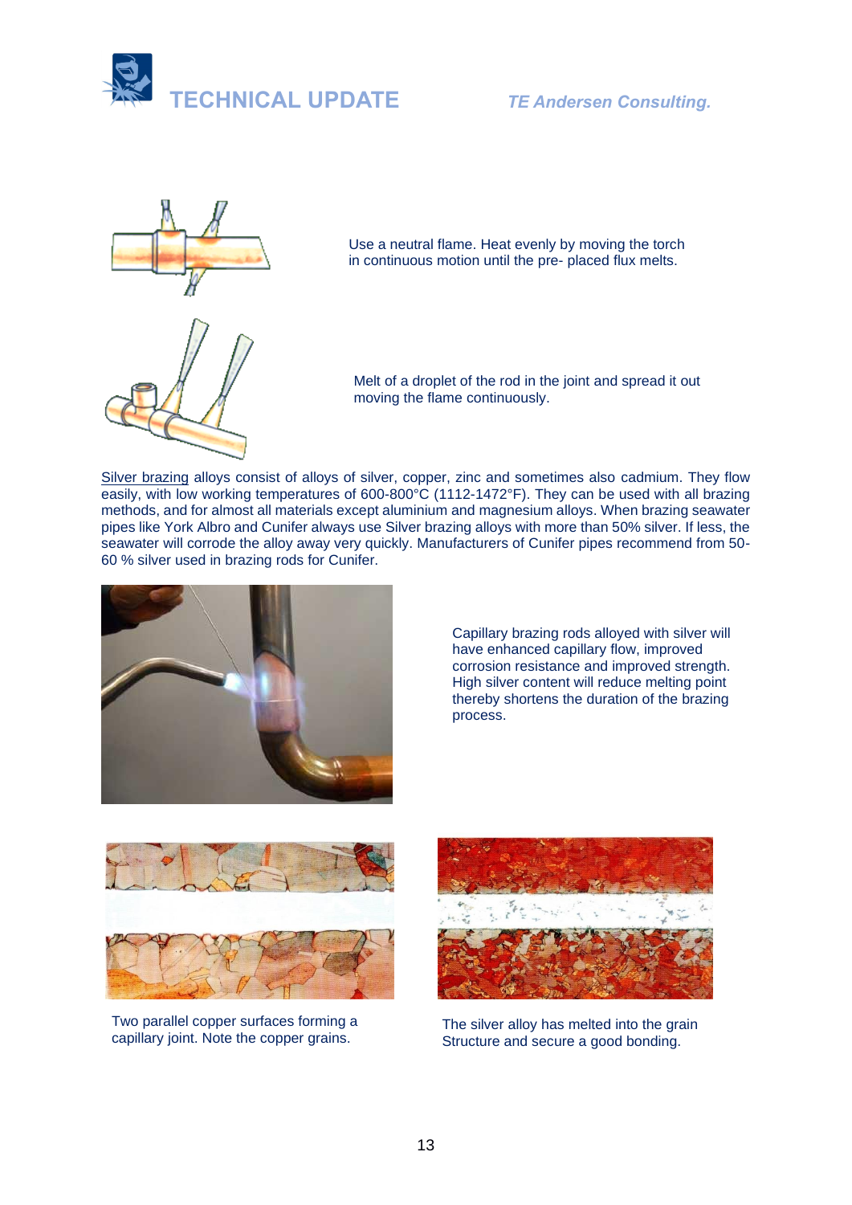Use a neutral flame. Heat evenly by moving the torch in continuous motion until the pre- placed flux melts.

Melt of a droplet of the rod in the joint and spread it out moving the flame continuously.

Silver brazing alloys consist of alloys of silver, copper, zinc and sometimes also cadmium. They flow easily, with low working temperatures of 600-800°C (1112-1472°F). They can be used with all brazing methods, and for almost all materials except aluminium and magnesium alloys. When brazing seawater pipes like York Albro and Cunifer always use Silver brazing alloys with more than 50% silver. If less, the seawater will corrode the alloy away very quickly. Manufacturers of Cunifer pipes recommend from 50-60 % silver used in brazing rods for Cunifer.

Capillary brazing rods alloyed with silver will have enhanced capillary flow, improved corrosion resistance and improved strength. High silver content will reduce melting point thereby shortens the duration of the brazing process.

Two parallel copper surfaces forming a capillary joint. Note the copper grains.

The silver alloy has melted into the grain Structure and secure a good bonding.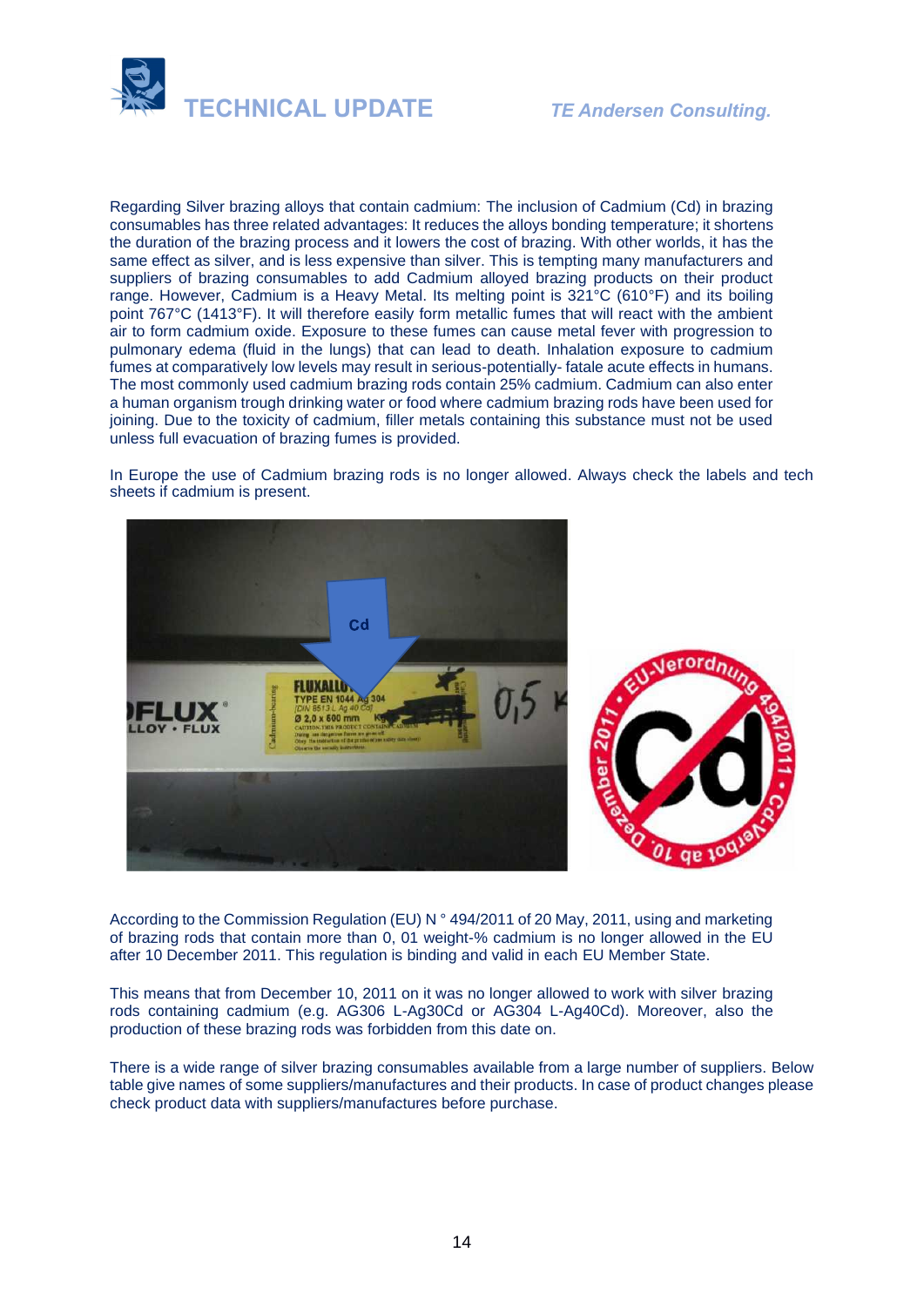Regarding Silver brazing alloys that contain cadmium: The inclusion of Cadmium (Cd) in brazing consumables has three related advantages: It reduces the alloys bonding temperature; it shortens the duration of the brazing process and it lowers the cost of brazing. With other worlds, it has the same effect as silver, and is less expensive than silver. This is tempting many manufacturers and suppliers of brazing consumables to add Cadmium alloyed brazing products on their product range. However, Cadmium is a Heavy Metal. Its melting point is 321°C (610°F) and its boiling point 767°C (1413°F). It will therefore easily form metallic fumes that will react with the ambient air to form cadmium oxide. Exposure to these fumes can cause metal fever with progression to pulmonary edema (fluid in the lungs) that can lead to death. Inhalation exposure to cadmium fumes at comparatively low levels may result in serious-potentially- fatale acute effects in humans. The most commonly used cadmium brazing rods contain 25% cadmium. Cadmium can also enter a human organism trough drinking water or food where cadmium brazing rods have been used for joining. Due to the toxicity of cadmium, filler metals containing this substance must not be used unless full evacuation of brazing fumes is provided.

In Europe the use of Cadmium brazing rods is no longer allowed. Always check the labels and tech sheets if cadmium is present.

According to the Commission Regulation (EU) N ° 494/2011 of 20 May, 2011, using and marketing of brazing rods that contain more than 0, 01 weight-% cadmium is no longer allowed in the EU after 10 December 2011. This regulation is binding and valid in each EU Member State.

This means that from December 10, 2011 on it was no longer allowed to work with silver brazing rods containing cadmium (e.g. AG306 L-Ag30Cd or AG304 L-Ag40Cd). Moreover, also the production of these brazing rods was forbidden from this date on.

There is a wide range of silver brazing consumables available from a large number of suppliers. Below table give names of some suppliers/manufactures and their products. In case of product changes please check product data with suppliers/manufactures before purchase.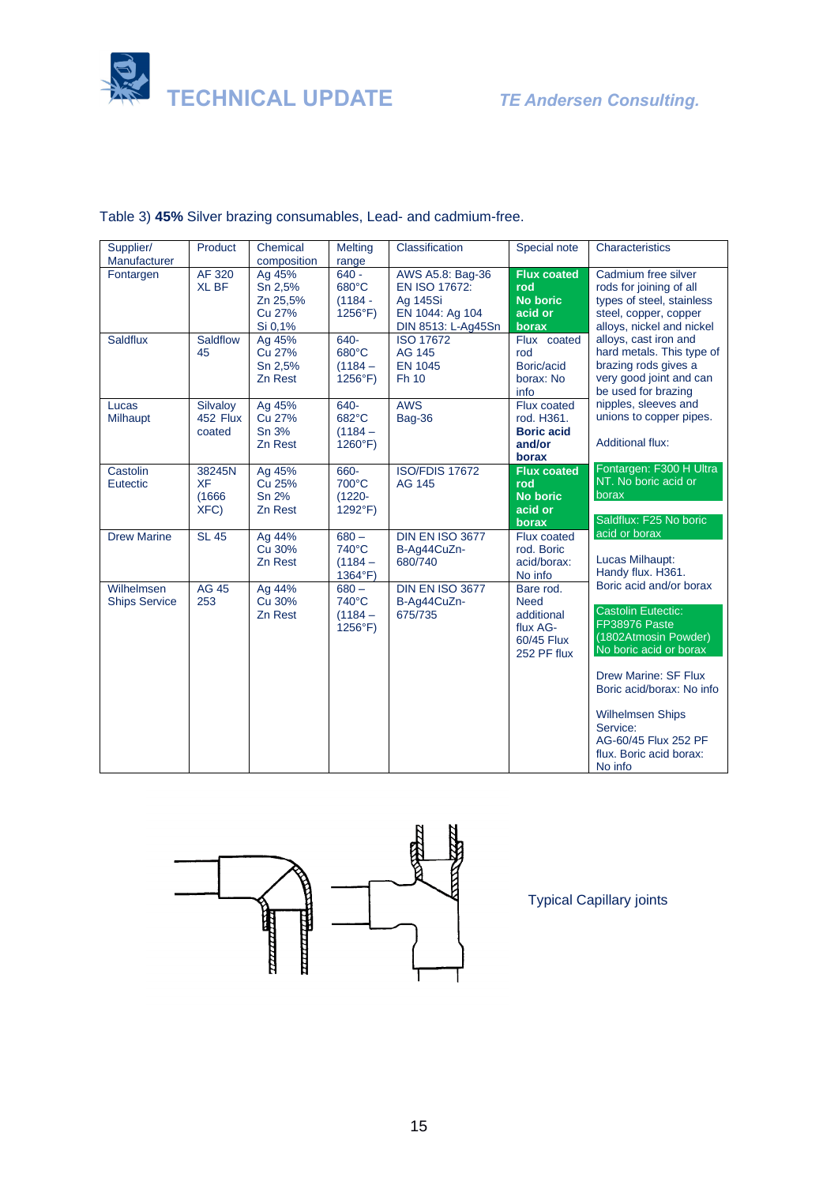Table 3) **45%** Silver brazing consumables, Lead- and cadmium-free.

| Supplier/ Manufacturer | Product | Chemical composition | Melting range | Classification | Special note | Characteristics |
|---|---|---|---|---|---|---|
| Fontargen | AF 320 XL BF | Ag 45% Sn 2,5% Zn 25,5% Cu 27% Si 0,1% | 640 - 680°C (1184 - 1256°F) | AWS A5.8: Bag-36 EN ISO 17672: Ag 145Si EN 1044: Ag 104 DIN 8513: L-Ag45Sn | **Flux coated rod No boric acid or borax** | Cadmium free silver rods for joining of all types of steel, stainless steel, copper, copper alloys, nickel and nickel alloys, cast iron and hard metals. This type of brazing rods gives a very good joint and can be used for brazing nipples, sleeves and unions to copper pipes. Additional flux: Fontargen: F300 H Ultra NT. No boric acid or borax. Saldflux: F25 No boric acid or borax. Lucas Milhaupt: Handy flux. H361. Boric acid and/or borax. Castolin Eutectic: FP38976 Paste (1802Atmosin Powder) No boric acid or borax. Drew Marine: SF Flux Boric acid/borax: No info. Wilhelmsen Ships Service: AG-60/45 Flux 252 PF flux. Boric acid borax: No info |
| Saldflux | Saldflow 45 | Ag 45% Cu 27% Sn 2,5% Zn Rest | 640-680°C (1184 – 1256°F) | ISO 17672 AG 145 EN 1045 Fh 10 | Flux coated rod Boric/acid borax: No info | |
| Lucas Milhaupt | Silvaloy 452 Flux coated | Ag 45% Cu 27% Sn 3% Zn Rest | 640-682°C (1184 – 1260°F) | AWS Bag-36 | Flux coated rod. H361. **Boric acid and/or borax** | |
| Castolin Eutectic | 38245N XF (1666 XFC) | Ag 45% Cu 25% Sn 2% Zn Rest | 660-700°C (1220-1292°F) | ISO/FDIS 17672 AG 145 | **Flux coated rod No boric acid or borax** | |
| Drew Marine | SL 45 | Ag 44% Cu 30% Zn Rest | 680 – 740°C (1184 – 1364°F) | DIN EN ISO 3677 B-Ag44CuZn-680/740 | Flux coated rod. Boric acid/borax: No info | |
| Wilhelmsen Ships Service | AG 45 253 | Ag 44% Cu 30% Zn Rest | 680 – 740°C (1184 – 1256°F) | DIN EN ISO 3677 B-Ag44CuZn-675/735 | Bare rod. Need additional flux AG-60/45 Flux 252 PF flux | |

Typical Capillary joints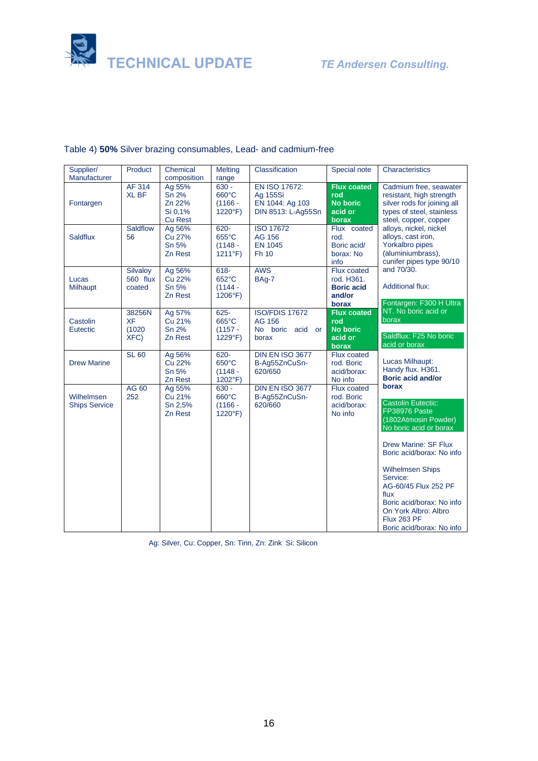Table 4) **50%** Silver brazing consumables, Lead- and cadmium-free

| Supplier/ Manufacturer | Product | Chemical composition | Melting range | Classification | Special note | Characteristics |
|---|---|---|---|---|---|---|
| Fontargen | AF 314 XL BF | Ag 55% Sn 2% Zn 22% Si 0,1% Cu Rest | 630 - 660°C (1166 - 1220°F) | EN ISO 17672: Ag 155Si EN 1044: Ag 103 DIN 8513: L-Ag55Sn | **Flux coated rod No boric acid or borax** | Cadmium free, seawater resistant, high strength silver rods for joining all types of steel, stainless steel, copper, copper alloys, nickel, nickel alloys, cast iron, Yorkalbro pipes (aluminiumbrass), cunifer pipes type 90/10 and 70/30. Additional flux: Fontargen: F300 H Ultra NT. No boric acid or borax Saldflux: F25 No boric acid or borax Lucas Milhaupt: Handy flux. H361. **Boric acid and/or borax** Castolin Eutectic: FP38976 Paste (1802Atmosin Powder) No boric acid or borax Drew Marine: SF Flux Boric acid/borax: No info Wilhelmsen Ships Service: AG-60/45 Flux 252 PF flux Boric acid/borax: No info On York Albro: Albro Flux 263 PF Boric acid/borax: No info |
| Saldflux | Saldflow 56 | Ag 56% Cu 27% Sn 5% Zn Rest | 620- 655°C (1148 - 1211°F) | ISO 17672 AG 156 EN 1045 Fh 10 | Flux coated rod. Boric acid/ borax: No info | |
| Lucas Milhaupt | Silvaloy 560 flux coated | Ag 56% Cu 22% Sn 5% Zn Rest | 618- 652°C (1144 - 1206°F) | AWS BAg-7 | Flux coated rod. H361. **Boric acid and/or borax** | |
| Castolin Eutectic | 38256N XF (1020 XFC) | Ag 57% Cu 21% Sn 2% Zn Rest | 625- 665°C (1157 - 1229°F) | ISO/FDIS 17672 AG 156 No boric acid or borax | **Flux coated rod No boric acid or borax** | |
| Drew Marine | SL 60 | Ag 56% Cu 22% Sn 5% Zn Rest | 620- 650°C (1148 - 1202°F) | DIN EN ISO 3677 B-Ag55ZnCuSn-620/650 | Flux coated rod. Boric acid/borax: No info | |
| Wilhelmsen Ships Service | AG 60 252 | Ag 55% Cu 21% Sn 2,5% Zn Rest | 630 - 660°C (1166 - 1220°F) | DIN EN ISO 3677 B-Ag55ZnCuSn-620/660 | Flux coated rod. Boric acid/borax: No info | |

Ag: Silver, Cu: Copper, Sn: Tinn, Zn: Zink Si: Silicon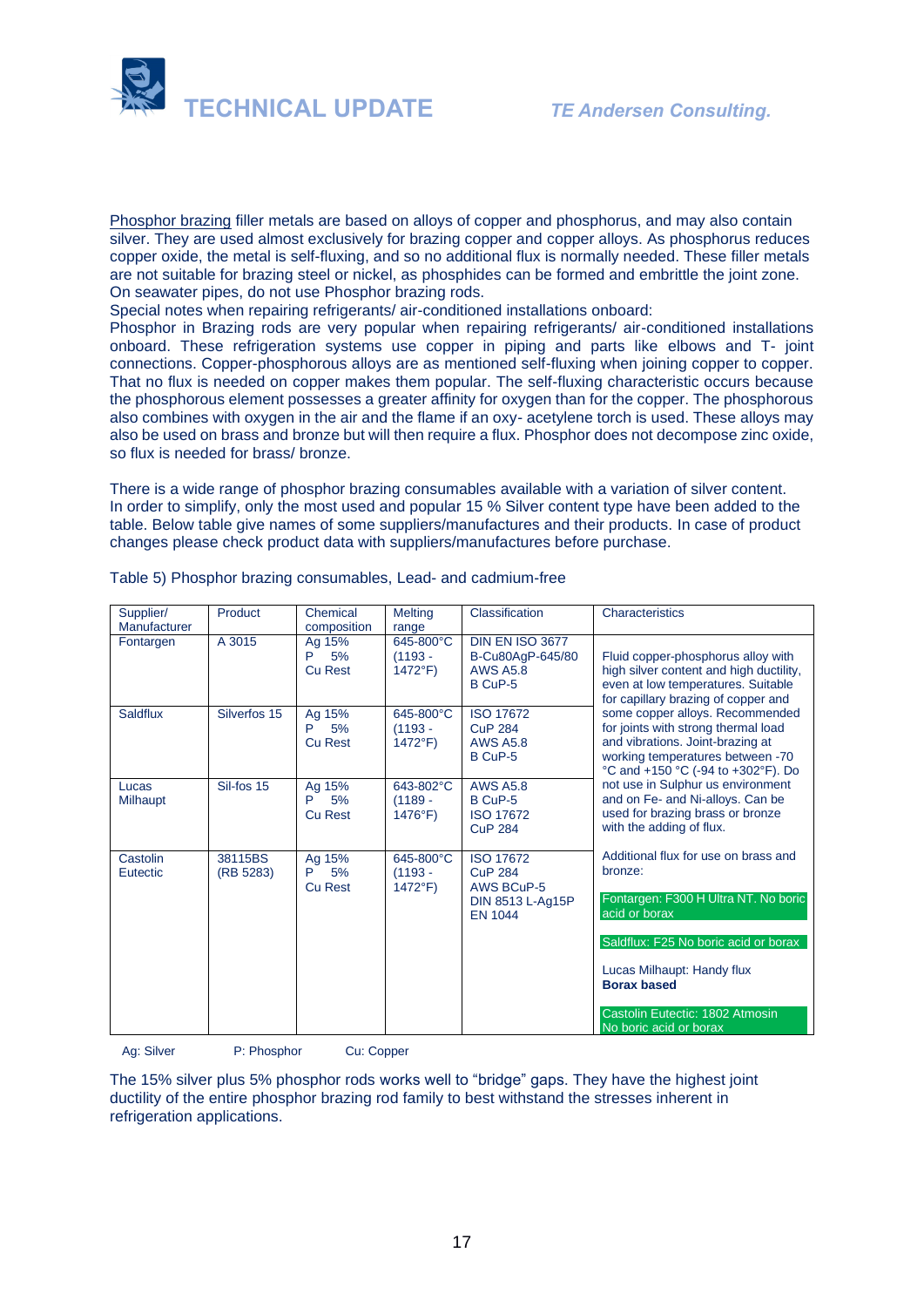Phosphor brazing filler metals are based on alloys of copper and phosphorus, and may also contain silver. They are used almost exclusively for brazing copper and copper alloys. As phosphorus reduces copper oxide, the metal is self-fluxing, and so no additional flux is normally needed. These filler metals are not suitable for brazing steel or nickel, as phosphides can be formed and embrittle the joint zone. On seawater pipes, do not use Phosphor brazing rods.

Special notes when repairing refrigerants/ air-conditioned installations onboard:

Phosphor in Brazing rods are very popular when repairing refrigerants/ air-conditioned installations onboard. These refrigeration systems use copper in piping and parts like elbows and T- joint connections. Copper-phosphorous alloys are as mentioned self-fluxing when joining copper to copper. That no flux is needed on copper makes them popular. The self-fluxing characteristic occurs because the phosphorous element possesses a greater affinity for oxygen than for the copper. The phosphorous also combines with oxygen in the air and the flame if an oxy- acetylene torch is used. These alloys may also be used on brass and bronze but will then require a flux. Phosphor does not decompose zinc oxide, so flux is needed for brass/ bronze.

There is a wide range of phosphor brazing consumables available with a variation of silver content. In order to simplify, only the most used and popular 15 % Silver content type have been added to the table. Below table give names of some suppliers/manufactures and their products. In case of product changes please check product data with suppliers/manufactures before purchase.

Table 5) Phosphor brazing consumables, Lead- and cadmium-free

| Supplier/ Manufacturer | Product | Chemical composition | Melting range | Classification | Characteristics |
|---|---|---|---|---|---|
| Fontargen | A 3015 | Ag 15%<br>P 5%<br>Cu Rest | 645-800°C (1193 - 1472°F) | DIN EN ISO 3677<br>B-Cu80AgP-645/80<br>AWS A5.8<br>B CuP-5 | Fluid copper-phosphorus alloy with high silver content and high ductility, even at low temperatures. Suitable for capillary brazing of copper and some copper alloys. Recommended for joints with strong thermal load and vibrations. Joint-brazing at working temperatures between -70 °C and +150 °C (-94 to +302°F). Do not use in Sulphur us environment and on Fe- and Ni-alloys. Can be used for brazing brass or bronze with the adding of flux. |
| Saldflux | Silverfos 15 | Ag 15%<br>P 5%<br>Cu Rest | 645-800°C (1193 - 1472°F) | ISO 17672<br>CuP 284<br>AWS A5.8<br>B CuP-5 | |
| Lucas Milhaupt | Sil-fos 15 | Ag 15%<br>P 5%<br>Cu Rest | 643-802°C (1189 - 1476°F) | AWS A5.8<br>B CuP-5<br>ISO 17672<br>CuP 284 | |
| Castolin Eutectic | 38115BS (RB 5283) | Ag 15%<br>P 5%<br>Cu Rest | 645-800°C (1193 - 1472°F) | ISO 17672<br>CuP 284<br>AWS BCuP-5<br>DIN 8513 L-Ag15P<br>EN 1044 | Additional flux for use on brass and bronze:<br>Fontargen: F300 H Ultra NT. No boric acid or borax<br>Saldflux: F25 No boric acid or borax<br>Lucas Milhaupt: Handy flux **Borax based**<br>Castolin Eutectic: 1802 Atmosin No boric acid or borax |

Ag: Silver P: Phosphor Cu: Copper

The 15% silver plus 5% phosphor rods works well to "bridge" gaps. They have the highest joint ductility of the entire phosphor brazing rod family to best withstand the stresses inherent in refrigeration applications.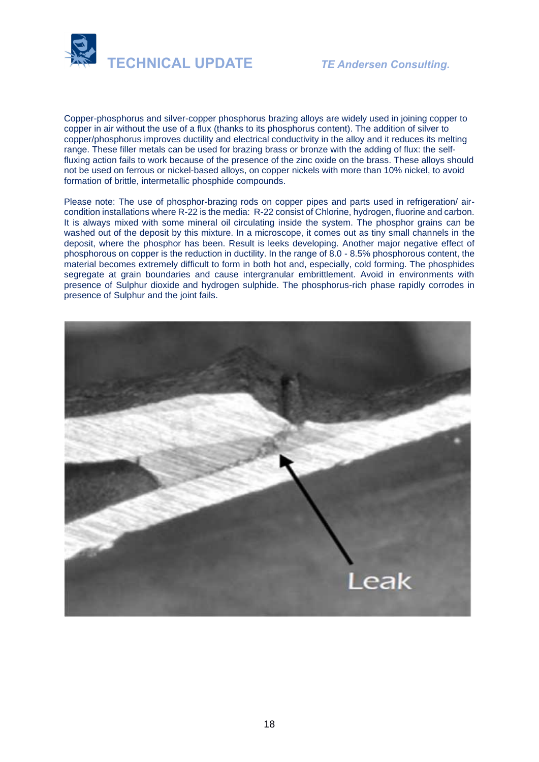Copper-phosphorus and silver-copper phosphorus brazing alloys are widely used in joining copper to copper in air without the use of a flux (thanks to its phosphorus content). The addition of silver to copper/phosphorus improves ductility and electrical conductivity in the alloy and it reduces its melting range. These filler metals can be used for brazing brass or bronze with the adding of flux: the self-fluxing action fails to work because of the presence of the zinc oxide on the brass. These alloys should not be used on ferrous or nickel-based alloys, on copper nickels with more than 10% nickel, to avoid formation of brittle, intermetallic phosphide compounds.

Please note: The use of phosphor-brazing rods on copper pipes and parts used in refrigeration/ air-condition installations where R-22 is the media: R-22 consist of Chlorine, hydrogen, fluorine and carbon. It is always mixed with some mineral oil circulating inside the system. The phosphor grains can be washed out of the deposit by this mixture. In a microscope, it comes out as tiny small channels in the deposit, where the phosphor has been. Result is leeks developing. Another major negative effect of phosphorous on copper is the reduction in ductility. In the range of 8.0 - 8.5% phosphorous content, the material becomes extremely difficult to form in both hot and, especially, cold forming. The phosphides segregate at grain boundaries and cause intergranular embrittlement. Avoid in environments with presence of Sulphur dioxide and hydrogen sulphide. The phosphorus-rich phase rapidly corrodes in presence of Sulphur and the joint fails.

Leak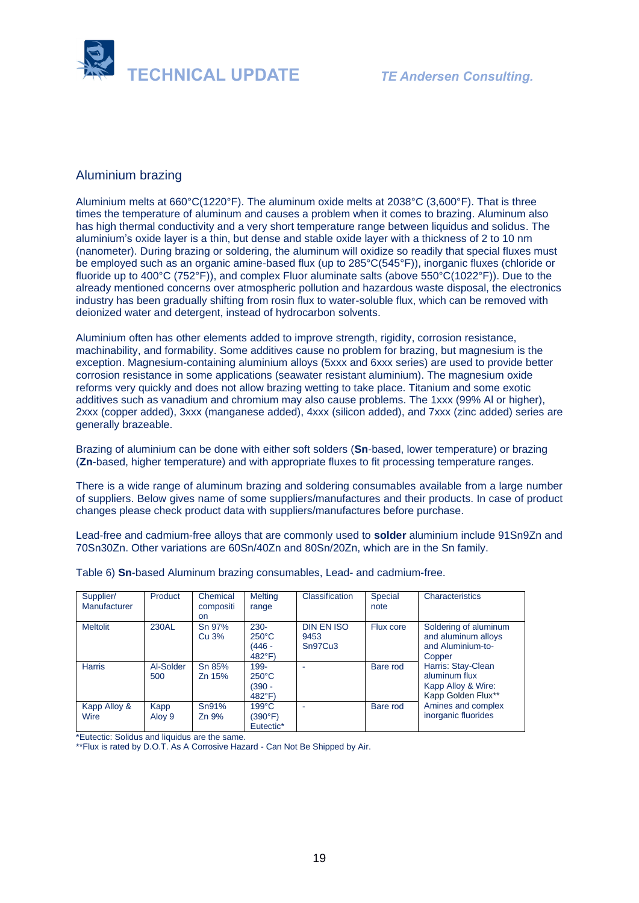## Aluminium brazing

Aluminium melts at 660°C(1220°F). The aluminum oxide melts at 2038°C (3,600°F). That is three times the temperature of aluminum and causes a problem when it comes to brazing. Aluminum also has high thermal conductivity and a very short temperature range between liquidus and solidus. The aluminium's oxide layer is a thin, but dense and stable oxide layer with a thickness of 2 to 10 nm (nanometer). During brazing or soldering, the aluminum will oxidize so readily that special fluxes must be employed such as an organic amine-based flux (up to 285°C(545°F)), inorganic fluxes (chloride or fluoride up to 400°C (752°F)), and complex Fluor aluminate salts (above 550°C(1022°F)). Due to the already mentioned concerns over atmospheric pollution and hazardous waste disposal, the electronics industry has been gradually shifting from rosin flux to water-soluble flux, which can be removed with deionized water and detergent, instead of hydrocarbon solvents.

Aluminium often has other elements added to improve strength, rigidity, corrosion resistance, machinability, and formability. Some additives cause no problem for brazing, but magnesium is the exception. Magnesium-containing aluminium alloys (5xxx and 6xxx series) are used to provide better corrosion resistance in some applications (seawater resistant aluminium). The magnesium oxide reforms very quickly and does not allow brazing wetting to take place. Titanium and some exotic additives such as vanadium and chromium may also cause problems. The 1xxx (99% Al or higher), 2xxx (copper added), 3xxx (manganese added), 4xxx (silicon added), and 7xxx (zinc added) series are generally brazeable.

Brazing of aluminium can be done with either soft solders (**Sn**-based, lower temperature) or brazing (**Zn**-based, higher temperature) and with appropriate fluxes to fit processing temperature ranges.

There is a wide range of aluminum brazing and soldering consumables available from a large number of suppliers. Below gives name of some suppliers/manufactures and their products. In case of product changes please check product data with suppliers/manufactures before purchase.

Lead-free and cadmium-free alloys that are commonly used to **solder** aluminium include 91Sn9Zn and 70Sn30Zn. Other variations are 60Sn/40Zn and 80Sn/20Zn, which are in the Sn family.

Table 6) **Sn**-based Aluminum brazing consumables, Lead- and cadmium-free.

| Supplier/ Manufacturer | Product | Chemical composition | Melting range | Classification | Special note | Characteristics |
|---|---|---|---|---|---|---|
| Meltolit | 230AL | Sn 97% Cu 3% | 230-250°C (446 - 482°F) | DIN EN ISO 9453 Sn97Cu3 | Flux core | Soldering of aluminum and aluminum alloys and Aluminium-to-Copper |
| Harris | Al-Solder 500 | Sn 85% Zn 15% | 199-250°C (390 - 482°F) | - | Bare rod | Harris: Stay-Clean aluminum flux Kapp Alloy & Wire: Kapp Golden Flux** |
| Kapp Alloy & Wire | Kapp Aloy 9 | Sn91% Zn 9% | 199°C (390°F) Eutectic* | - | Bare rod | Amines and complex inorganic fluorides |

*Eutectic: Solidus and liquidus are the same.
**Flux is rated by D.O.T. As A Corrosive Hazard - Can Not Be Shipped by Air.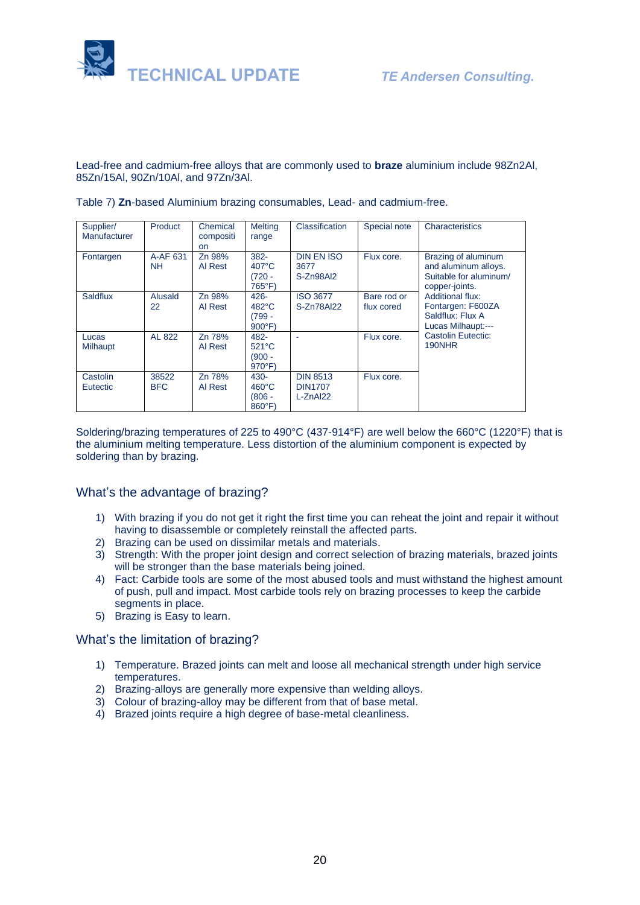Lead-free and cadmium-free alloys that are commonly used to **braze** aluminium include 98Zn2Al, 85Zn/15Al, 90Zn/10Al, and 97Zn/3Al.

Table 7) **Zn**-based Aluminium brazing consumables, Lead- and cadmium-free.

| Supplier/ Manufacturer | Product | Chemical composition | Melting range | Classification | Special note | Characteristics |
|---|---|---|---|---|---|---|
| Fontargen | A-AF 631 NH | Zn 98% Al Rest | 382-407°C (720 - 765°F) | DIN EN ISO 3677 S-Zn98Al2 | Flux core. | Brazing of aluminum and aluminum alloys. Suitable for aluminum/ copper-joints. Additional flux: Fontargen: F600ZA Saldflux: Flux A Lucas Milhaupt:--- Castolin Eutectic: 190NHR |
| Saldflux | Alusald 22 | Zn 98% Al Rest | 426-482°C (799 - 900°F) | ISO 3677 S-Zn78Al22 | Bare rod or flux cored | |
| Lucas Milhaupt | AL 822 | Zn 78% Al Rest | 482-521°C (900 - 970°F) | - | Flux core. | |
| Castolin Eutectic | 38522 BFC | Zn 78% Al Rest | 430-460°C (806 - 860°F) | DIN 8513 DIN1707 L-ZnAl22 | Flux core. | |

Soldering/brazing temperatures of 225 to 490°C (437-914°F) are well below the 660°C (1220°F) that is the aluminium melting temperature. Less distortion of the aluminium component is expected by soldering than by brazing.

## What's the advantage of brazing?

1) With brazing if you do not get it right the first time you can reheat the joint and repair it without having to disassemble or completely reinstall the affected parts.
2) Brazing can be used on dissimilar metals and materials.
3) Strength: With the proper joint design and correct selection of brazing materials, brazed joints will be stronger than the base materials being joined.
4) Fact: Carbide tools are some of the most abused tools and must withstand the highest amount of push, pull and impact. Most carbide tools rely on brazing processes to keep the carbide segments in place.
5) Brazing is Easy to learn.

## What's the limitation of brazing?

1) Temperature. Brazed joints can melt and loose all mechanical strength under high service temperatures.
2) Brazing-alloys are generally more expensive than welding alloys.
3) Colour of brazing-alloy may be different from that of base metal.
4) Brazed joints require a high degree of base-metal cleanliness.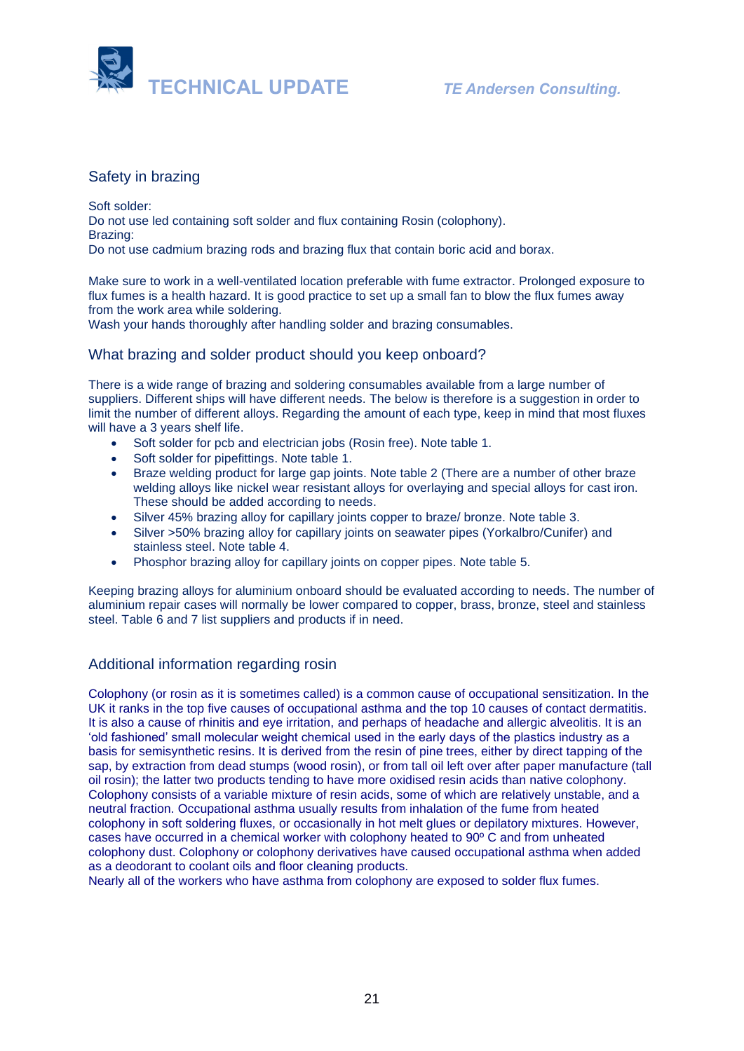## Safety in brazing

Soft solder:
Do not use led containing soft solder and flux containing Rosin (colophony).
Brazing:
Do not use cadmium brazing rods and brazing flux that contain boric acid and borax.

Make sure to work in a well-ventilated location preferable with fume extractor. Prolonged exposure to flux fumes is a health hazard. It is good practice to set up a small fan to blow the flux fumes away from the work area while soldering.
Wash your hands thoroughly after handling solder and brazing consumables.

## What brazing and solder product should you keep onboard?

There is a wide range of brazing and soldering consumables available from a large number of suppliers. Different ships will have different needs. The below is therefore is a suggestion in order to limit the number of different alloys. Regarding the amount of each type, keep in mind that most fluxes will have a 3 years shelf life.

- Soft solder for pcb and electrician jobs (Rosin free). Note table 1.
- Soft solder for pipefittings. Note table 1.
- Braze welding product for large gap joints. Note table 2 (There are a number of other braze welding alloys like nickel wear resistant alloys for overlaying and special alloys for cast iron. These should be added according to needs.
- Silver 45% brazing alloy for capillary joints copper to braze/ bronze. Note table 3.
- Silver >50% brazing alloy for capillary joints on seawater pipes (Yorkalbro/Cunifer) and stainless steel. Note table 4.
- Phosphor brazing alloy for capillary joints on copper pipes. Note table 5.

Keeping brazing alloys for aluminium onboard should be evaluated according to needs. The number of aluminium repair cases will normally be lower compared to copper, brass, bronze, steel and stainless steel. Table 6 and 7 list suppliers and products if in need.

## Additional information regarding rosin

Colophony (or rosin as it is sometimes called) is a common cause of occupational sensitization. In the UK it ranks in the top five causes of occupational asthma and the top 10 causes of contact dermatitis. It is also a cause of rhinitis and eye irritation, and perhaps of headache and allergic alveolitis. It is an 'old fashioned' small molecular weight chemical used in the early days of the plastics industry as a basis for semisynthetic resins. It is derived from the resin of pine trees, either by direct tapping of the sap, by extraction from dead stumps (wood rosin), or from tall oil left over after paper manufacture (tall oil rosin); the latter two products tending to have more oxidised resin acids than native colophony. Colophony consists of a variable mixture of resin acids, some of which are relatively unstable, and a neutral fraction. Occupational asthma usually results from inhalation of the fume from heated colophony in soft soldering fluxes, or occasionally in hot melt glues or depilatory mixtures. However, cases have occurred in a chemical worker with colophony heated to 90º C and from unheated colophony dust. Colophony or colophony derivatives have caused occupational asthma when added as a deodorant to coolant oils and floor cleaning products.
Nearly all of the workers who have asthma from colophony are exposed to solder flux fumes.